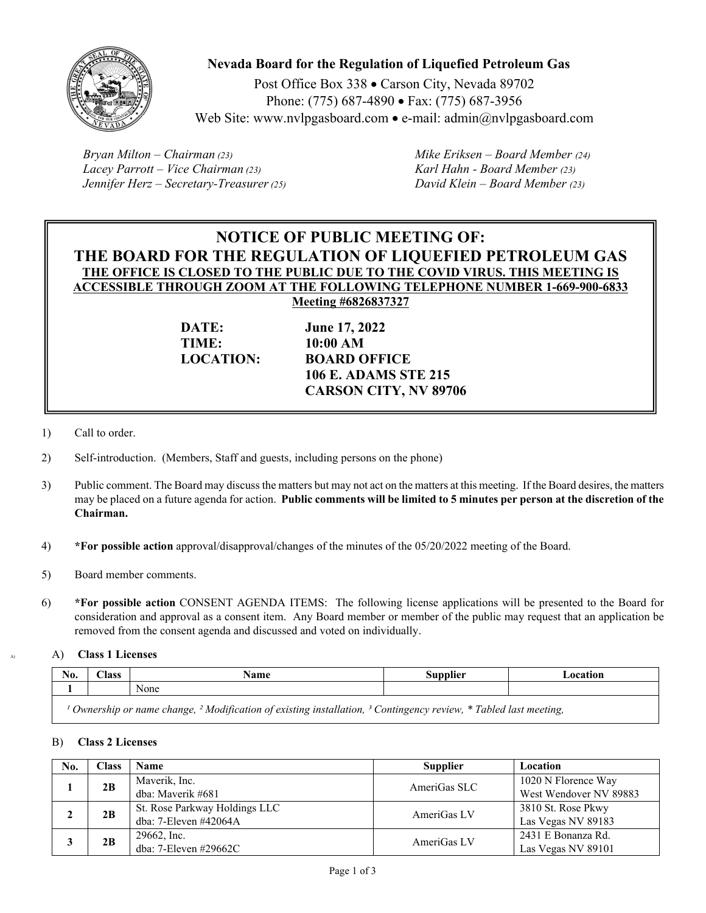# Nevada Board for the Regulation of Liquefied Petroleum Gas

Post Office Box 338 • Carson City, Nevada 89702
Phone: (775) 687-4890 • Fax: (775) 687-3956
Web Site: www.nvlpgasboard.com • e-mail: admin@nvlpgasboard.com

*Bryan Milton – Chairman (23)*
*Lacey Parrott – Vice Chairman (23)*
*Jennifer Herz – Secretary-Treasurer (25)*
*Mike Eriksen – Board Member (24)*
*Karl Hahn - Board Member (23)*
*David Klein – Board Member (23)*

## NOTICE OF PUBLIC MEETING OF: THE BOARD FOR THE REGULATION OF LIQUEFIED PETROLEUM GAS

**THE OFFICE IS CLOSED TO THE PUBLIC DUE TO THE COVID VIRUS. THIS MEETING IS ACCESSIBLE THROUGH ZOOM AT THE FOLLOWING TELEPHONE NUMBER 1-669-900-6833 Meeting #6826837327**

**DATE:** June 17, 2022
**TIME:** 10:00 AM
**LOCATION:** BOARD OFFICE
106 E. ADAMS STE 215
CARSON CITY, NV 89706

1) Call to order.

2) Self-introduction. (Members, Staff and guests, including persons on the phone)

3) Public comment. The Board may discuss the matters but may not act on the matters at this meeting. If the Board desires, the matters may be placed on a future agenda for action. **Public comments will be limited to 5 minutes per person at the discretion of the Chairman.**

4) **\*For possible action** approval/disapproval/changes of the minutes of the 05/20/2022 meeting of the Board.

5) Board member comments.

6) **\*For possible action** CONSENT AGENDA ITEMS: The following license applications will be presented to the Board for consideration and approval as a consent item. Any Board member or member of the public may request that an application be removed from the consent agenda and discussed and voted on individually.

A) **Class 1 Licenses**

| No. | Class | Name | Supplier | Location |
|---|---|---|---|---|
| 1 | | None | | |
| *[1] Ownership or name change, [2] Modification of existing installation, [3] Contingency review, \* Tabled last meeting,* | | | | |

B) **Class 2 Licenses**

| No. | Class | Name | Supplier | Location |
|---|---|---|---|---|
| 1 | 2B | Maverik, Inc.<br>dba: Maverik #681 | AmeriGas SLC | 1020 N Florence Way<br>West Wendover NV 89883 |
| 2 | 2B | St. Rose Parkway Holdings LLC<br>dba: 7-Eleven #42064A | AmeriGas LV | 3810 St. Rose Pkwy<br>Las Vegas NV 89183 |
| 3 | 2B | 29662, Inc.<br>dba: 7-Eleven #29662C | AmeriGas LV | 2431 E Bonanza Rd.<br>Las Vegas NV 89101 |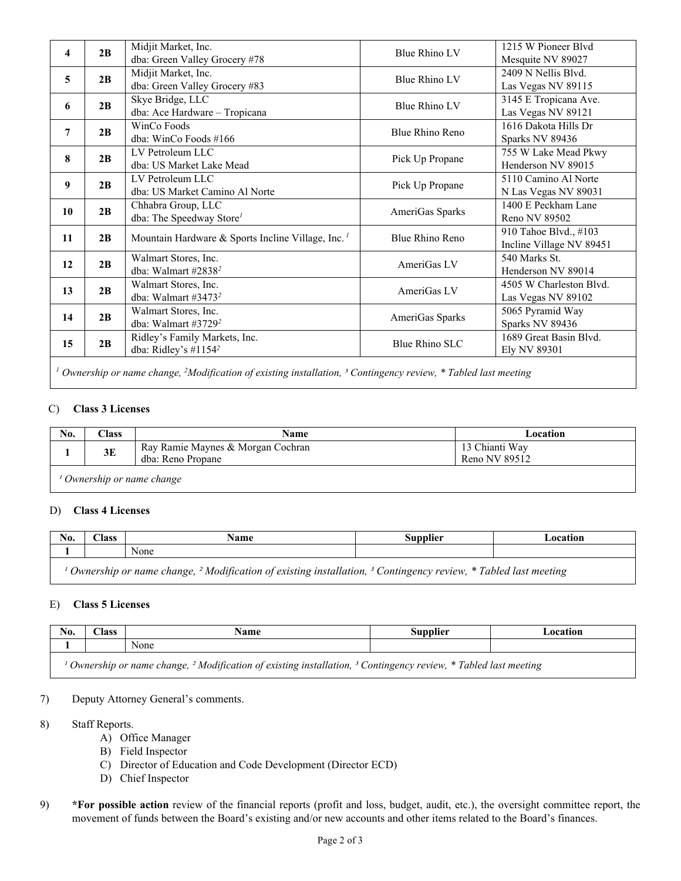| No. | Class | Name | Supplier | Location |
|---|---|---|---|---|
| 4 | 2B | Midjit Market, Inc. dba: Green Valley Grocery #78 | Blue Rhino LV | 1215 W Pioneer Blvd Mesquite NV 89027 |
| 5 | 2B | Midjit Market, Inc. dba: Green Valley Grocery #83 | Blue Rhino LV | 2409 N Nellis Blvd. Las Vegas NV 89115 |
| 6 | 2B | Skye Bridge, LLC dba: Ace Hardware – Tropicana | Blue Rhino LV | 3145 E Tropicana Ave. Las Vegas NV 89121 |
| 7 | 2B | WinCo Foods dba: WinCo Foods #166 | Blue Rhino Reno | 1616 Dakota Hills Dr Sparks NV 89436 |
| 8 | 2B | LV Petroleum LLC dba: US Market Lake Mead | Pick Up Propane | 755 W Lake Mead Pkwy Henderson NV 89015 |
| 9 | 2B | LV Petroleum LLC dba: US Market Camino Al Norte | Pick Up Propane | 5110 Camino Al Norte N Las Vegas NV 89031 |
| 10 | 2B | Chhabra Group, LLC dba: The Speedway Store[1] | AmeriGas Sparks | 1400 E Peckham Lane Reno NV 89502 |
| 11 | 2B | Mountain Hardware & Sports Incline Village, Inc. [1] | Blue Rhino Reno | 910 Tahoe Blvd., #103 Incline Village NV 89451 |
| 12 | 2B | Walmart Stores, Inc. dba: Walmart #2838[2] | AmeriGas LV | 540 Marks St. Henderson NV 89014 |
| 13 | 2B | Walmart Stores, Inc. dba: Walmart #3473[2] | AmeriGas LV | 4505 W Charleston Blvd. Las Vegas NV 89102 |
| 14 | 2B | Walmart Stores, Inc. dba: Walmart #3729[2] | AmeriGas Sparks | 5065 Pyramid Way Sparks NV 89436 |
| 15 | 2B | Ridley's Family Markets, Inc. dba: Ridley's #1154[2] | Blue Rhino SLC | 1689 Great Basin Blvd. Ely NV 89301 |

*[1] Ownership or name change, [2]Modification of existing installation, [3] Contingency review, * Tabled last meeting*

C) **Class 3 Licenses**

| No. | Class | Name | Location |
|---|---|---|---|
| 1 | 3E | Ray Ramie Maynes & Morgan Cochran dba: Reno Propane | 13 Chianti Way Reno NV 89512 |

*[1] Ownership or name change*

D) **Class 4 Licenses**

| No. | Class | Name | Supplier | Location |
|---|---|---|---|---|
| 1 | | None | | |

*[1] Ownership or name change, [2] Modification of existing installation, [3] Contingency review, * Tabled last meeting*

E) **Class 5 Licenses**

| No. | Class | Name | Supplier | Location |
|---|---|---|---|---|
| 1 | | None | | |

*[1] Ownership or name change, [2] Modification of existing installation, [3] Contingency review, * Tabled last meeting*

7) Deputy Attorney General's comments.

8) Staff Reports.
   A) Office Manager
   B) Field Inspector
   C) Director of Education and Code Development (Director ECD)
   D) Chief Inspector

9) ***For possible action** review of the financial reports (profit and loss, budget, audit, etc.), the oversight committee report, the movement of funds between the Board's existing and/or new accounts and other items related to the Board's finances.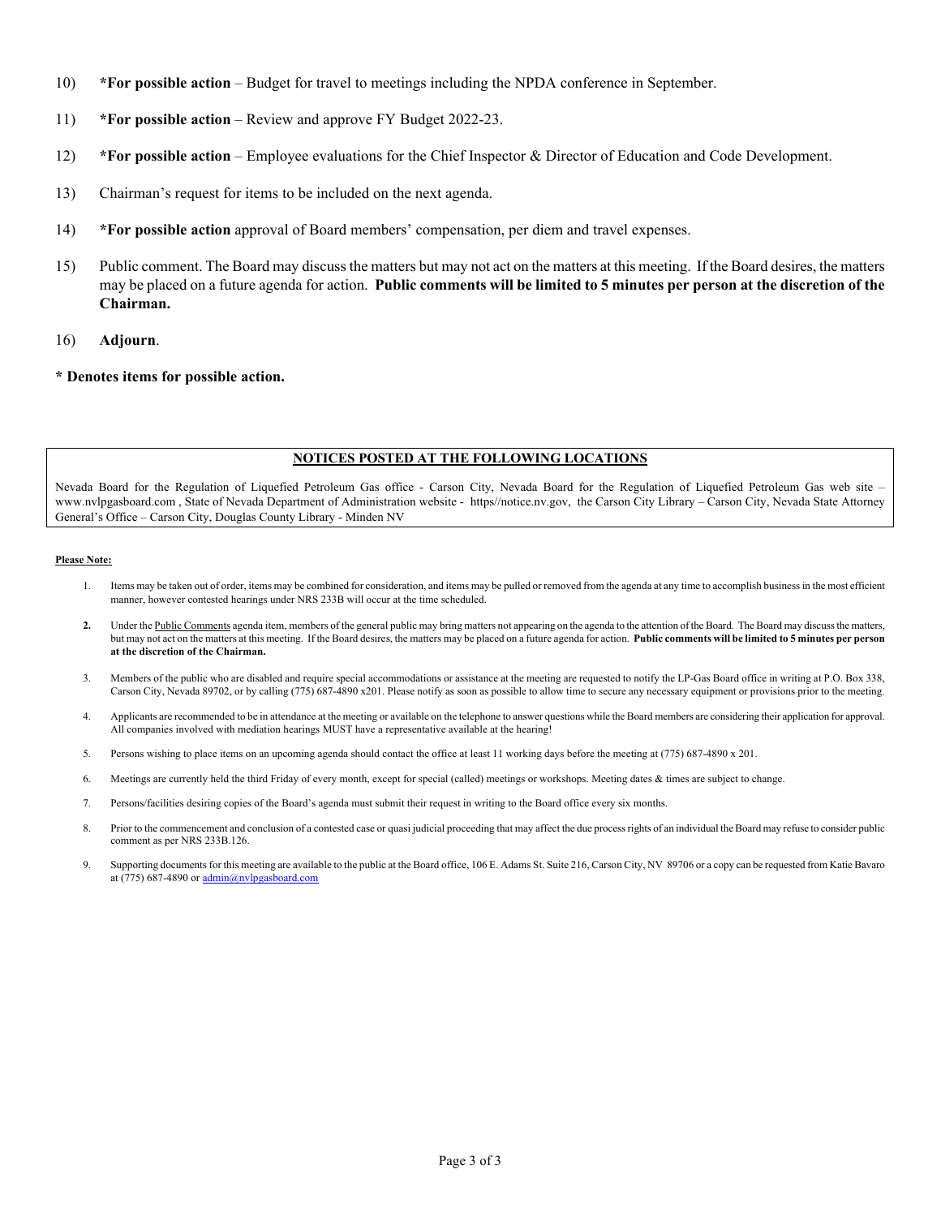10) **\*For possible action** – Budget for travel to meetings including the NPDA conference in September.

11) **\*For possible action** – Review and approve FY Budget 2022-23.

12) **\*For possible action** – Employee evaluations for the Chief Inspector & Director of Education and Code Development.

13) Chairman's request for items to be included on the next agenda.

14) **\*For possible action** approval of Board members' compensation, per diem and travel expenses.

15) Public comment. The Board may discuss the matters but may not act on the matters at this meeting. If the Board desires, the matters may be placed on a future agenda for action. **Public comments will be limited to 5 minutes per person at the discretion of the Chairman.**

16) **Adjourn**.

**\* Denotes items for possible action.**

**NOTICES POSTED AT THE FOLLOWING LOCATIONS**

Nevada Board for the Regulation of Liquefied Petroleum Gas office - Carson City, Nevada Board for the Regulation of Liquefied Petroleum Gas web site – www.nvlpgasboard.com , State of Nevada Department of Administration website - https//notice.nv.gov, the Carson City Library – Carson City, Nevada State Attorney General's Office – Carson City, Douglas County Library - Minden NV

**Please Note:**

1. Items may be taken out of order, items may be combined for consideration, and items may be pulled or removed from the agenda at any time to accomplish business in the most efficient manner, however contested hearings under NRS 233B will occur at the time scheduled.
2. Under the Public Comments agenda item, members of the general public may bring matters not appearing on the agenda to the attention of the Board. The Board may discuss the matters, but may not act on the matters at this meeting. If the Board desires, the matters may be placed on a future agenda for action. **Public comments will be limited to 5 minutes per person at the discretion of the Chairman.**
3. Members of the public who are disabled and require special accommodations or assistance at the meeting are requested to notify the LP-Gas Board office in writing at P.O. Box 338, Carson City, Nevada 89702, or by calling (775) 687-4890 x201. Please notify as soon as possible to allow time to secure any necessary equipment or provisions prior to the meeting.
4. Applicants are recommended to be in attendance at the meeting or available on the telephone to answer questions while the Board members are considering their application for approval. All companies involved with mediation hearings MUST have a representative available at the hearing!
5. Persons wishing to place items on an upcoming agenda should contact the office at least 11 working days before the meeting at (775) 687-4890 x 201.
6. Meetings are currently held the third Friday of every month, except for special (called) meetings or workshops. Meeting dates & times are subject to change.
7. Persons/facilities desiring copies of the Board's agenda must submit their request in writing to the Board office every six months.
8. Prior to the commencement and conclusion of a contested case or quasi judicial proceeding that may affect the due process rights of an individual the Board may refuse to consider public comment as per NRS 233B.126.
9. Supporting documents for this meeting are available to the public at the Board office, 106 E. Adams St. Suite 216, Carson City, NV 89706 or a copy can be requested from Katie Bavaro at (775) 687-4890 or admin@nvlpgasboard.com